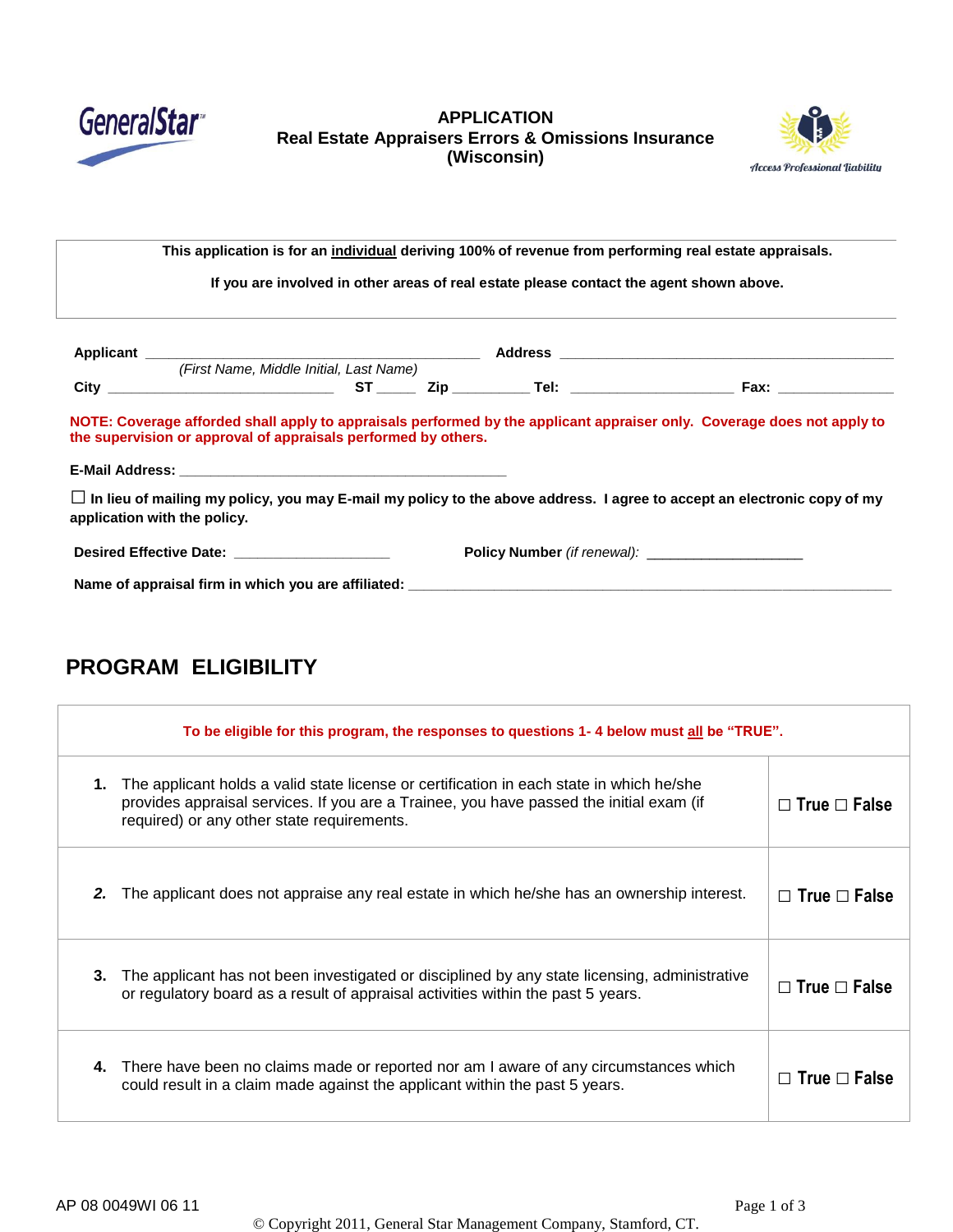**GeneralStar**

**APPLICATION**
**Real Estate Appraisers Errors & Omissions Insurance**
**(Wisconsin)**

*Access Professional Liability*

**This application is for an individual deriving 100% of revenue from performing real estate appraisals.**

**If you are involved in other areas of real estate please contact the agent shown above.**

**Applicant** ______________________________________ **Address** ______________________________________
*(First Name, Middle Initial, Last Name)*

**City** __________________________ **ST** _____ **Zip** _________ **Tel:** ____________________ **Fax:** ______________

**NOTE: Coverage afforded shall apply to appraisals performed by the applicant appraiser only. Coverage does not apply to the supervision or approval of appraisals performed by others.**

**E-Mail Address:** ________________________________________

☐ **In lieu of mailing my policy, you may E-mail my policy to the above address. I agree to accept an electronic copy of my application with the policy.**

**Desired Effective Date:** ___________________ **Policy Number** *(if renewal):* ___________________

**Name of appraisal firm in which you are affiliated:** ________________________________________________________

## PROGRAM ELIGIBILITY

| To be eligible for this program, the responses to questions 1- 4 below must all be "TRUE". | |
|---|---|
| **1.** The applicant holds a valid state license or certification in each state in which he/she provides appraisal services. If you are a Trainee, you have passed the initial exam (if required) or any other state requirements. | ☐ True ☐ False |
| ***2.*** The applicant does not appraise any real estate in which he/she has an ownership interest. | ☐ True ☐ False |
| **3.** The applicant has not been investigated or disciplined by any state licensing, administrative or regulatory board as a result of appraisal activities within the past 5 years. | ☐ True ☐ False |
| **4.** There have been no claims made or reported nor am I aware of any circumstances which could result in a claim made against the applicant within the past 5 years. | ☐ True ☐ False |

AP 08 0049WI 06 11

© Copyright 2011, General Star Management Company, Stamford, CT.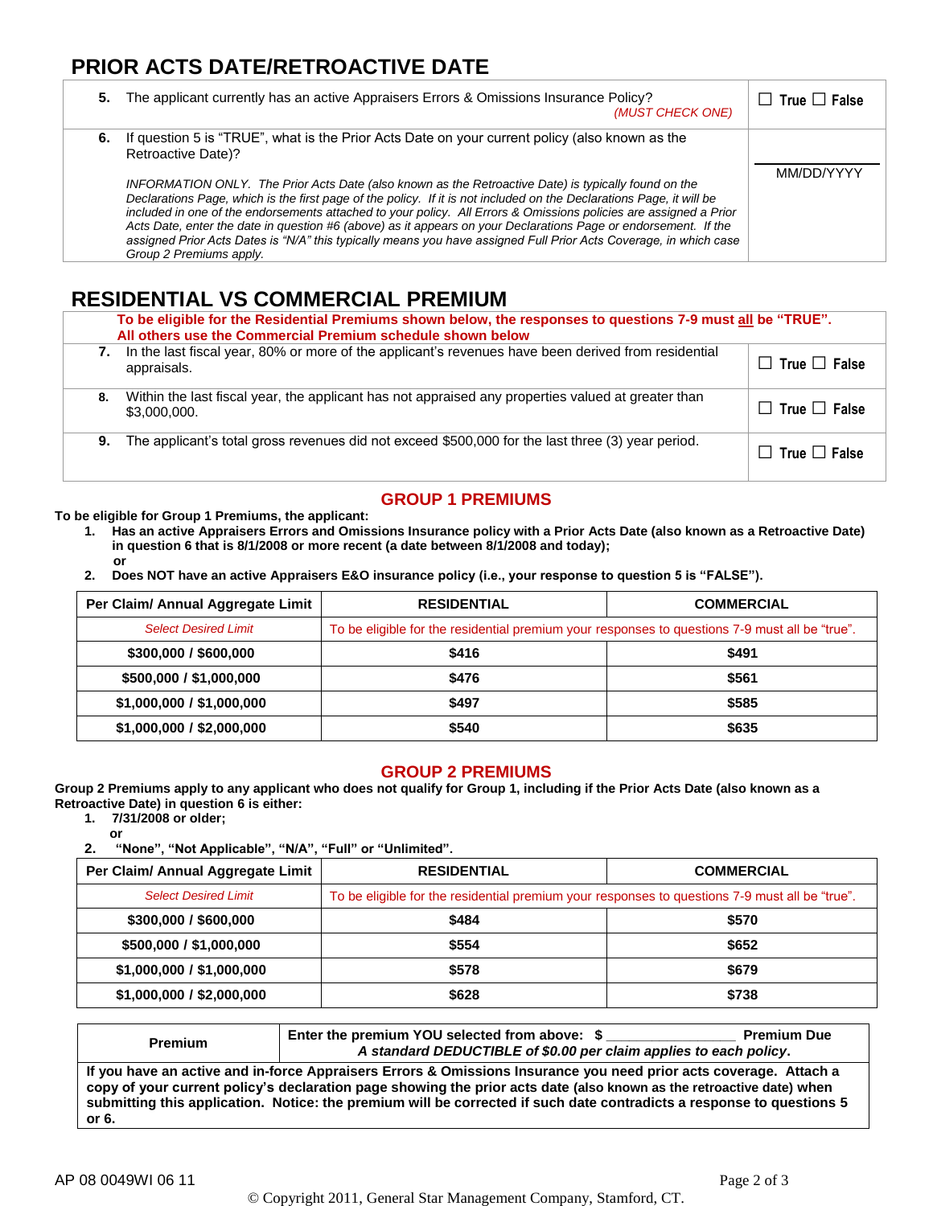## PRIOR ACTS DATE/RETROACTIVE DATE

| | |
|---|---|
| **5.** The applicant currently has an active Appraisers Errors & Omissions Insurance Policy? *(MUST CHECK ONE)* | ☐ True ☐ False |
| **6.** If question 5 is "TRUE", what is the Prior Acts Date on your current policy (also known as the Retroactive Date)?<br><br>*INFORMATION ONLY. The Prior Acts Date (also known as the Retroactive Date) is typically found on the Declarations Page, which is the first page of the policy. If it is not included on the Declarations Page, it will be included in one of the endorsements attached to your policy. All Errors & Omissions policies are assigned a Prior Acts Date, enter the date in question #6 (above) as it appears on your Declarations Page or endorsement. If the assigned Prior Acts Dates is "N/A" this typically means you have assigned Full Prior Acts Coverage, in which case Group 2 Premiums apply.* | ________<br>MM/DD/YYYY |

## RESIDENTIAL VS COMMERCIAL PREMIUM

| | |
|---|---|
| **To be eligible for the Residential Premiums shown below, the responses to questions 7-9 must all be "TRUE". All others use the Commercial Premium schedule shown below** | |
| **7.** In the last fiscal year, 80% or more of the applicant's revenues have been derived from residential appraisals. | ☐ True ☐ False |
| **8.** Within the last fiscal year, the applicant has not appraised any properties valued at greater than $3,000,000. | ☐ True ☐ False |
| **9.** The applicant's total gross revenues did not exceed $500,000 for the last three (3) year period. | ☐ True ☐ False |

### GROUP 1 PREMIUMS

**To be eligible for Group 1 Premiums, the applicant:**

1. **Has an active Appraisers Errors and Omissions Insurance policy with a Prior Acts Date (also known as a Retroactive Date) in question 6 that is 8/1/2008 or more recent (a date between 8/1/2008 and today);**
   **or**
2. **Does NOT have an active Appraisers E&O insurance policy (i.e., your response to question 5 is "FALSE").**

| Per Claim/ Annual Aggregate Limit | RESIDENTIAL | COMMERCIAL |
|---|---|---|
| *Select Desired Limit* | To be eligible for the residential premium your responses to questions 7-9 must all be "true". | |
| **$300,000 / $600,000** | **$416** | **$491** |
| **$500,000 / $1,000,000** | **$476** | **$561** |
| **$1,000,000 / $1,000,000** | **$497** | **$585** |
| **$1,000,000 / $2,000,000** | **$540** | **$635** |

### GROUP 2 PREMIUMS

**Group 2 Premiums apply to any applicant who does not qualify for Group 1, including if the Prior Acts Date (also known as a Retroactive Date) in question 6 is either:**

1. **7/31/2008 or older;**
   **or**
2. **"None", "Not Applicable", "N/A", "Full" or "Unlimited".**

| Per Claim/ Annual Aggregate Limit | RESIDENTIAL | COMMERCIAL |
|---|---|---|
| *Select Desired Limit* | To be eligible for the residential premium your responses to questions 7-9 must all be "true". | |
| **$300,000 / $600,000** | **$484** | **$570** |
| **$500,000 / $1,000,000** | **$554** | **$652** |
| **$1,000,000 / $1,000,000** | **$578** | **$679** |
| **$1,000,000 / $2,000,000** | **$628** | **$738** |

| **Premium** | **Enter the premium YOU selected from above: $ ________________ Premium Due**<br>***A standard DEDUCTIBLE of $0.00 per claim applies to each policy.*** |
|---|---|
| **If you have an active and in-force Appraisers Errors & Omissions Insurance you need prior acts coverage. Attach a copy of your current policy's declaration page showing the prior acts date (also known as the retroactive date) when submitting this application. Notice: the premium will be corrected if such date contradicts a response to questions 5 or 6.** | |

AP 08 0049WI 06 11

© Copyright 2011, General Star Management Company, Stamford, CT.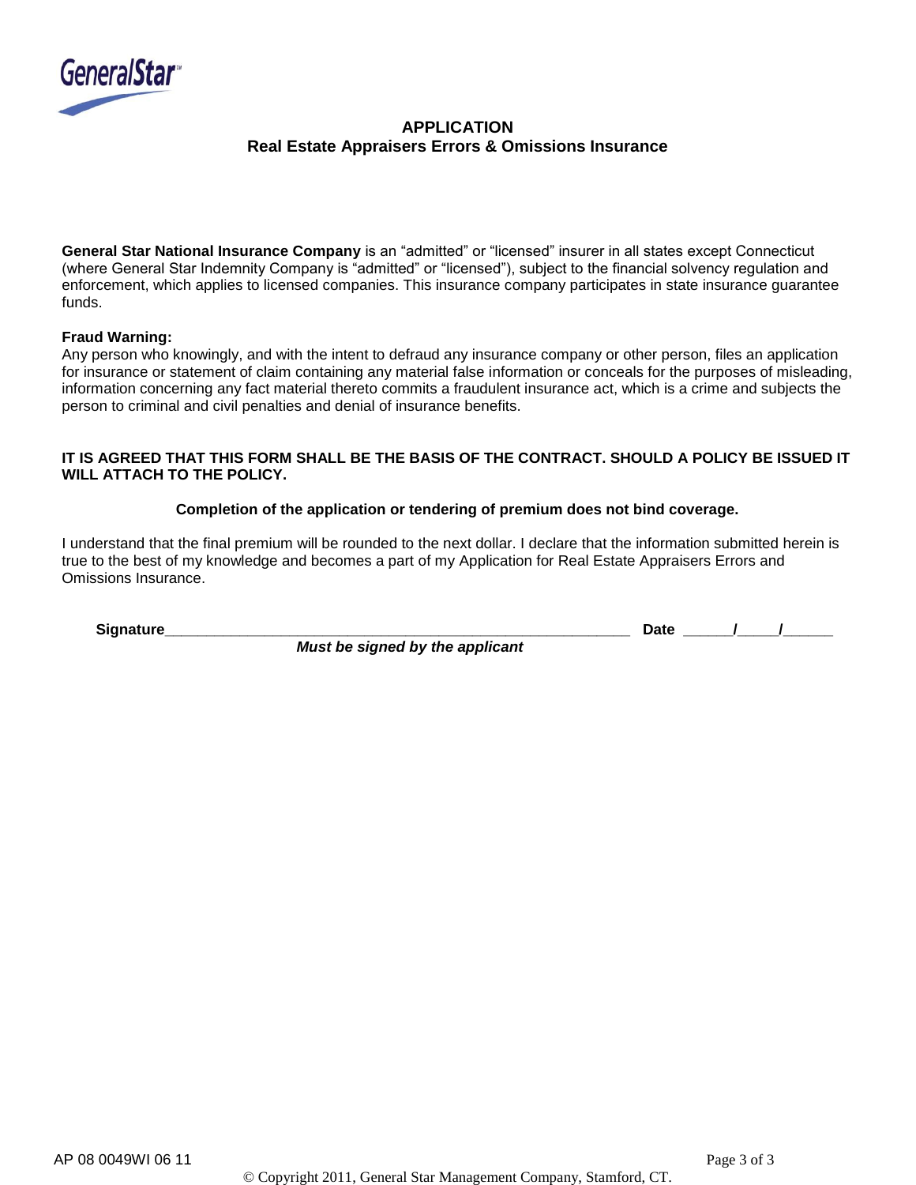GeneralStar

## APPLICATION
### Real Estate Appraisers Errors & Omissions Insurance

**General Star National Insurance Company** is an "admitted" or "licensed" insurer in all states except Connecticut (where General Star Indemnity Company is "admitted" or "licensed"), subject to the financial solvency regulation and enforcement, which applies to licensed companies. This insurance company participates in state insurance guarantee funds.

**Fraud Warning:**
Any person who knowingly, and with the intent to defraud any insurance company or other person, files an application for insurance or statement of claim containing any material false information or conceals for the purposes of misleading, information concerning any fact material thereto commits a fraudulent insurance act, which is a crime and subjects the person to criminal and civil penalties and denial of insurance benefits.

**IT IS AGREED THAT THIS FORM SHALL BE THE BASIS OF THE CONTRACT. SHOULD A POLICY BE ISSUED IT WILL ATTACH TO THE POLICY.**

**Completion of the application or tendering of premium does not bind coverage.**

I understand that the final premium will be rounded to the next dollar. I declare that the information submitted herein is true to the best of my knowledge and becomes a part of my Application for Real Estate Appraisers Errors and Omissions Insurance.

**Signature**_______________________________________________ **Date** ______/_____/______

***Must be signed by the applicant***

AP 08 0049WI 06 11

© Copyright 2011, General Star Management Company, Stamford, CT.